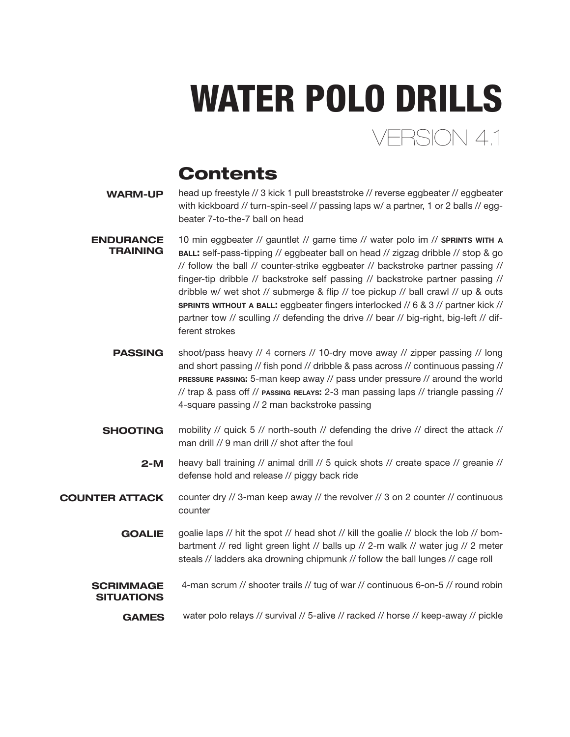# WATER POLO DRILLS

VERSION 4.1

## Contents

**WARM-UP**
head up freestyle // 3 kick 1 pull breaststroke // reverse eggbeater // eggbeater with kickboard // turn-spin-seel // passing laps w/ a partner, 1 or 2 balls // egg-beater 7-to-the-7 ball on head

**ENDURANCE TRAINING**
10 min eggbeater // gauntlet // game time // water polo im // **SPRINTS WITH A BALL:** self-pass-tipping // eggbeater ball on head // zigzag dribble // stop & go // follow the ball // counter-strike eggbeater // backstroke partner passing // finger-tip dribble // backstroke self passing // backstroke partner passing // dribble w/ wet shot // submerge & flip // toe pickup // ball crawl // up & outs **SPRINTS WITHOUT A BALL:** eggbeater fingers interlocked // 6 & 3 // partner kick // partner tow // sculling // defending the drive // bear // big-right, big-left // different strokes

**PASSING**
shoot/pass heavy // 4 corners // 10-dry move away // zipper passing // long and short passing // fish pond // dribble & pass across // continuous passing // **PRESSURE PASSING:** 5-man keep away // pass under pressure // around the world // trap & pass off // **PASSING RELAYS:** 2-3 man passing laps // triangle passing // 4-square passing // 2 man backstroke passing

**SHOOTING**
mobility // quick 5 // north-south // defending the drive // direct the attack // man drill // 9 man drill // shot after the foul

**2-M**
heavy ball training // animal drill // 5 quick shots // create space // greanie // defense hold and release // piggy back ride

**COUNTER ATTACK**
counter dry // 3-man keep away // the revolver // 3 on 2 counter // continuous counter

**GOALIE**
goalie laps // hit the spot // head shot // kill the goalie // block the lob // bombartment // red light green light // balls up // 2-m walk // water jug // 2 meter steals // ladders aka drowning chipmunk // follow the ball lunges // cage roll

**SCRIMMAGE SITUATIONS**
4-man scrum // shooter trails // tug of war // continuous 6-on-5 // round robin

**GAMES**
water polo relays // survival // 5-alive // racked // horse // keep-away // pickle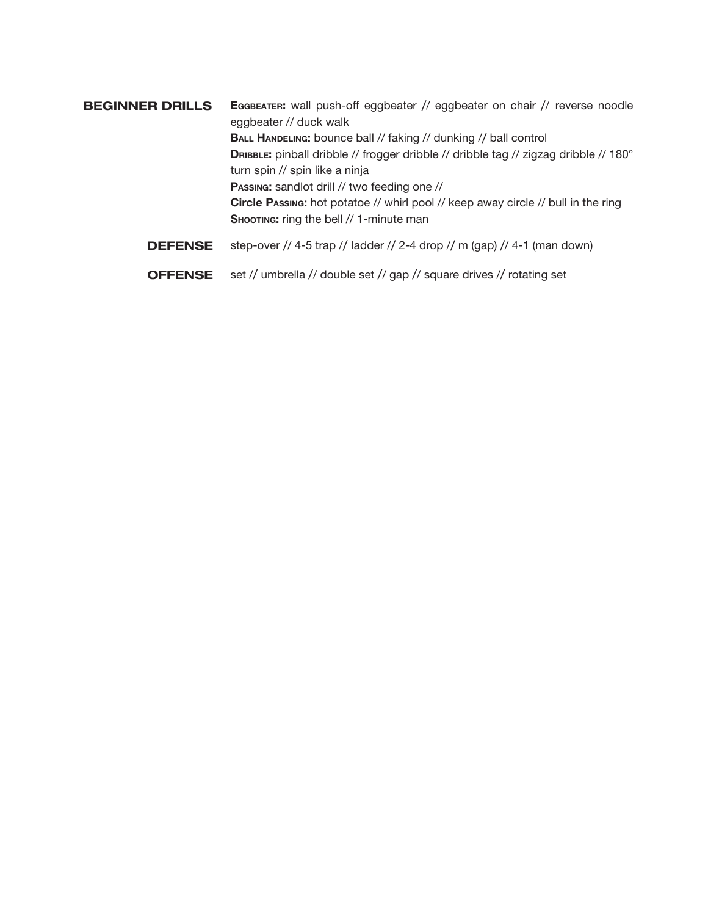**BEGINNER DRILLS**

**Eggbeater:** wall push-off eggbeater // eggbeater on chair // reverse noodle eggbeater // duck walk

**Ball Handeling:** bounce ball // faking // dunking // ball control

**Dribble:** pinball dribble // frogger dribble // dribble tag // zigzag dribble // 180° turn spin // spin like a ninja

**Passing:** sandlot drill // two feeding one //

**Circle Passing:** hot potatoe // whirl pool // keep away circle // bull in the ring

**Shooting:** ring the bell // 1-minute man

**DEFENSE**

step-over // 4-5 trap // ladder // 2-4 drop // m (gap) // 4-1 (man down)

**OFFENSE**

set // umbrella // double set // gap // square drives // rotating set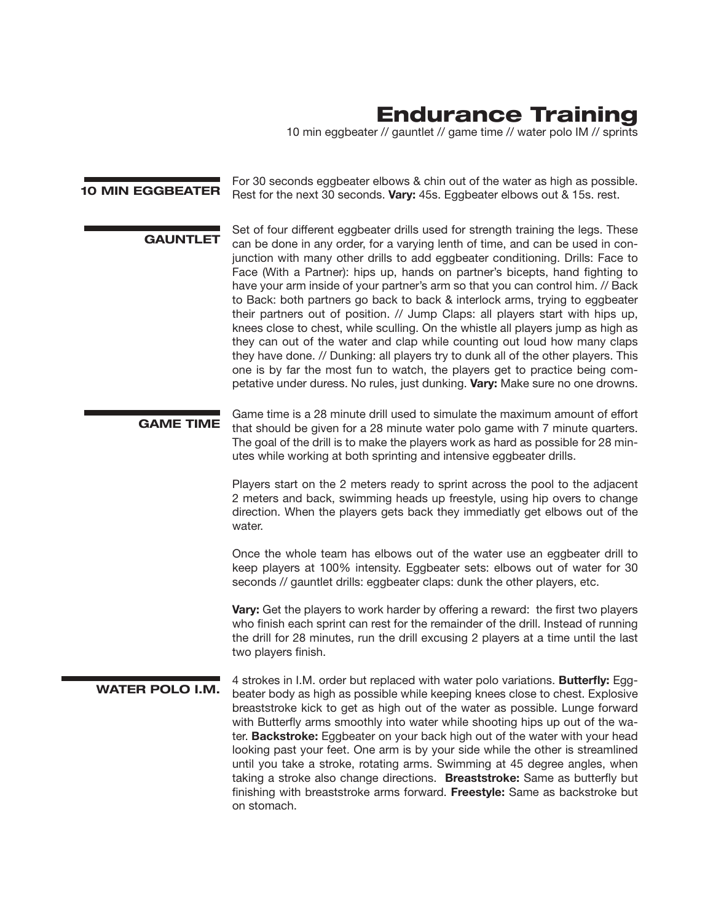# Endurance Training

10 min eggbeater // gauntlet // game time // water polo IM // sprints

## 10 MIN EGGBEATER

For 30 seconds eggbeater elbows & chin out of the water as high as possible. Rest for the next 30 seconds. **Vary:** 45s. Eggbeater elbows out & 15s. rest.

## GAUNTLET

Set of four different eggbeater drills used for strength training the legs. These can be done in any order, for a varying lenth of time, and can be used in conjunction with many other drills to add eggbeater conditioning. Drills: Face to Face (With a Partner): hips up, hands on partner's biceps, hand fighting to have your arm inside of your partner's arm so that you can control him. // Back to Back: both partners go back to back & interlock arms, trying to eggbeater their partners out of position. // Jump Claps: all players start with hips up, knees close to chest, while sculling. On the whistle all players jump as high as they can out of the water and clap while counting out loud how many claps they have done. // Dunking: all players try to dunk all of the other players. This one is by far the most fun to watch, the players get to practice being competative under duress. No rules, just dunking. **Vary:** Make sure no one drowns.

## GAME TIME

Game time is a 28 minute drill used to simulate the maximum amount of effort that should be given for a 28 minute water polo game with 7 minute quarters. The goal of the drill is to make the players work as hard as possible for 28 minutes while working at both sprinting and intensive eggbeater drills.

Players start on the 2 meters ready to sprint across the pool to the adjacent 2 meters and back, swimming heads up freestyle, using hip overs to change direction. When the players gets back they immediatly get elbows out of the water.

Once the whole team has elbows out of the water use an eggbeater drill to keep players at 100% intensity. Eggbeater sets: elbows out of water for 30 seconds // gauntlet drills: eggbeater claps: dunk the other players, etc.

**Vary:** Get the players to work harder by offering a reward: the first two players who finish each sprint can rest for the remainder of the drill. Instead of running the drill for 28 minutes, run the drill excusing 2 players at a time until the last two players finish.

## WATER POLO I.M.

4 strokes in I.M. order but replaced with water polo variations. **Butterfly:** Eggbeater body as high as possible while keeping knees close to chest. Explosive breaststroke kick to get as high out of the water as possible. Lunge forward with Butterfly arms smoothly into water while shooting hips up out of the water. **Backstroke:** Eggbeater on your back high out of the water with your head looking past your feet. One arm is by your side while the other is streamlined until you take a stroke, rotating arms. Swimming at 45 degree angles, when taking a stroke also change directions. **Breaststroke:** Same as butterfly but finishing with breaststroke arms forward. **Freestyle:** Same as backstroke but on stomach.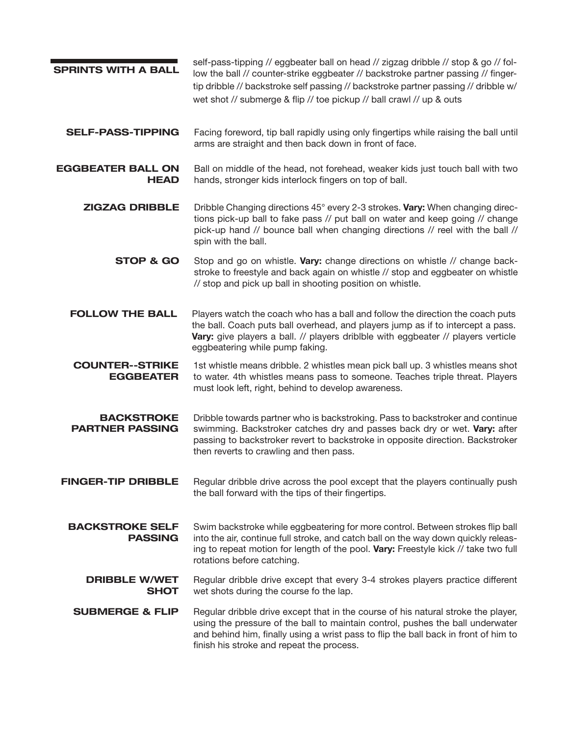## SPRINTS WITH A BALL

self-pass-tipping // eggbeater ball on head // zigzag dribble // stop & go // follow the ball // counter-strike eggbeater // backstroke partner passing // finger-tip dribble // backstroke self passing // backstroke partner passing // dribble w/ wet shot // submerge & flip // toe pickup // ball crawl // up & outs

**SELF-PASS-TIPPING** Facing foreword, tip ball rapidly using only fingertips while raising the ball until arms are straight and then back down in front of face.

**EGGBEATER BALL ON HEAD** Ball on middle of the head, not forehead, weaker kids just touch ball with two hands, stronger kids interlock fingers on top of ball.

**ZIGZAG DRIBBLE** Dribble Changing directions 45° every 2-3 strokes. **Vary:** When changing directions pick-up ball to fake pass // put ball on water and keep going // change pick-up hand // bounce ball when changing directions // reel with the ball // spin with the ball.

**STOP & GO** Stop and go on whistle. **Vary:** change directions on whistle // change backstroke to freestyle and back again on whistle // stop and eggbeater on whistle // stop and pick up ball in shooting position on whistle.

**FOLLOW THE BALL** Players watch the coach who has a ball and follow the direction the coach puts the ball. Coach puts ball overhead, and players jump as if to intercept a pass. **Vary:** give players a ball. // players driblble with eggbeater // players verticle eggbeatering while pump faking.

**COUNTER--STRIKE EGGBEATER** 1st whistle means dribble. 2 whistles mean pick ball up. 3 whistles means shot to water. 4th whistles means pass to someone. Teaches triple threat. Players must look left, right, behind to develop awareness.

**BACKSTROKE PARTNER PASSING** Dribble towards partner who is backstroking. Pass to backstroker and continue swimming. Backstroker catches dry and passes back dry or wet. **Vary:** after passing to backstroker revert to backstroke in opposite direction. Backstroker then reverts to crawling and then pass.

**FINGER-TIP DRIBBLE** Regular dribble drive across the pool except that the players continually push the ball forward with the tips of their fingertips.

**BACKSTROKE SELF PASSING** Swim backstroke while eggbeatering for more control. Between strokes flip ball into the air, continue full stroke, and catch ball on the way down quickly releasing to repeat motion for length of the pool. **Vary:** Freestyle kick // take two full rotations before catching.

**DRIBBLE W/WET SHOT** Regular dribble drive except that every 3-4 strokes players practice different wet shots during the course fo the lap.

**SUBMERGE & FLIP** Regular dribble drive except that in the course of his natural stroke the player, using the pressure of the ball to maintain control, pushes the ball underwater and behind him, finally using a wrist pass to flip the ball back in front of him to finish his stroke and repeat the process.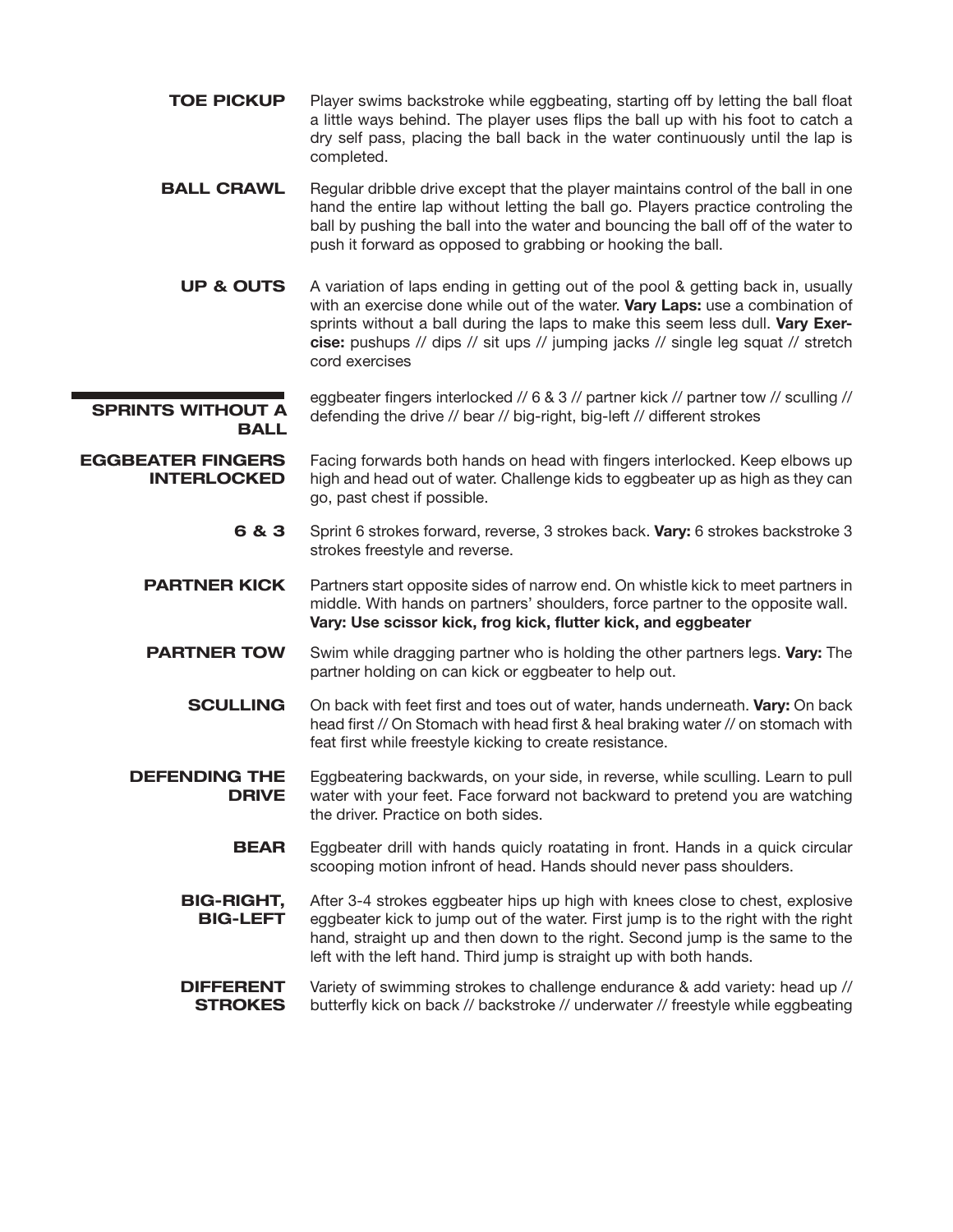**TOE PICKUP** Player swims backstroke while eggbeating, starting off by letting the ball float a little ways behind. The player uses flips the ball up with his foot to catch a dry self pass, placing the ball back in the water continuously until the lap is completed.

**BALL CRAWL** Regular dribble drive except that the player maintains control of the ball in one hand the entire lap without letting the ball go. Players practice controling the ball by pushing the ball into the water and bouncing the ball off of the water to push it forward as opposed to grabbing or hooking the ball.

**UP & OUTS** A variation of laps ending in getting out of the pool & getting back in, usually with an exercise done while out of the water. **Vary Laps:** use a combination of sprints without a ball during the laps to make this seem less dull. **Vary Exercise:** pushups // dips // sit ups // jumping jacks // single leg squat // stretch cord exercises

## SPRINTS WITHOUT A BALL

eggbeater fingers interlocked // 6 & 3 // partner kick // partner tow // sculling // defending the drive // bear // big-right, big-left // different strokes

**EGGBEATER FINGERS INTERLOCKED** Facing forwards both hands on head with fingers interlocked. Keep elbows up high and head out of water. Challenge kids to eggbeater up as high as they can go, past chest if possible.

**6 & 3** Sprint 6 strokes forward, reverse, 3 strokes back. **Vary:** 6 strokes backstroke 3 strokes freestyle and reverse.

**PARTNER KICK** Partners start opposite sides of narrow end. On whistle kick to meet partners in middle. With hands on partners' shoulders, force partner to the opposite wall. **Vary: Use scissor kick, frog kick, flutter kick, and eggbeater**

**PARTNER TOW** Swim while dragging partner who is holding the other partners legs. **Vary:** The partner holding on can kick or eggbeater to help out.

**SCULLING** On back with feet first and toes out of water, hands underneath. **Vary:** On back head first // On Stomach with head first & heal braking water // on stomach with feat first while freestyle kicking to create resistance.

**DEFENDING THE DRIVE** Eggbeatering backwards, on your side, in reverse, while sculling. Learn to pull water with your feet. Face forward not backward to pretend you are watching the driver. Practice on both sides.

**BEAR** Eggbeater drill with hands quicly roatating in front. Hands in a quick circular scooping motion infront of head. Hands should never pass shoulders.

**BIG-RIGHT, BIG-LEFT** After 3-4 strokes eggbeater hips up high with knees close to chest, explosive eggbeater kick to jump out of the water. First jump is to the right with the right hand, straight up and then down to the right. Second jump is the same to the left with the left hand. Third jump is straight up with both hands.

**DIFFERENT STROKES** Variety of swimming strokes to challenge endurance & add variety: head up // butterfly kick on back // backstroke // underwater // freestyle while eggbeating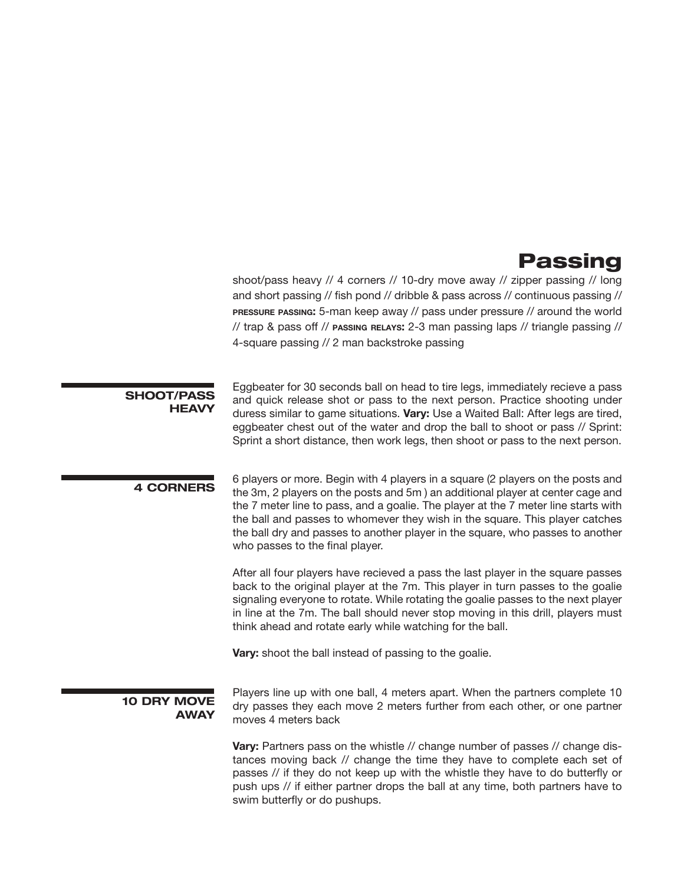# Passing

shoot/pass heavy // 4 corners // 10-dry move away // zipper passing // long and short passing // fish pond // dribble & pass across // continuous passing // **PRESSURE PASSING:** 5-man keep away // pass under pressure // around the world // trap & pass off // **PASSING RELAYS:** 2-3 man passing laps // triangle passing // 4-square passing // 2 man backstroke passing

## SHOOT/PASS HEAVY

Eggbeater for 30 seconds ball on head to tire legs, immediately recieve a pass and quick release shot or pass to the next person. Practice shooting under duress similar to game situations. **Vary:** Use a Waited Ball: After legs are tired, eggbeater chest out of the water and drop the ball to shoot or pass // Sprint: Sprint a short distance, then work legs, then shoot or pass to the next person.

## 4 CORNERS

6 players or more. Begin with 4 players in a square (2 players on the posts and the 3m, 2 players on the posts and 5m ) an additional player at center cage and the 7 meter line to pass, and a goalie. The player at the 7 meter line starts with the ball and passes to whomever they wish in the square. This player catches the ball dry and passes to another player in the square, who passes to another who passes to the final player.

After all four players have recieved a pass the last player in the square passes back to the original player at the 7m. This player in turn passes to the goalie signaling everyone to rotate. While rotating the goalie passes to the next player in line at the 7m. The ball should never stop moving in this drill, players must think ahead and rotate early while watching for the ball.

**Vary:** shoot the ball instead of passing to the goalie.

## 10 DRY MOVE AWAY

Players line up with one ball, 4 meters apart. When the partners complete 10 dry passes they each move 2 meters further from each other, or one partner moves 4 meters back

**Vary:** Partners pass on the whistle // change number of passes // change distances moving back // change the time they have to complete each set of passes // if they do not keep up with the whistle they have to do butterfly or push ups // if either partner drops the ball at any time, both partners have to swim butterfly or do pushups.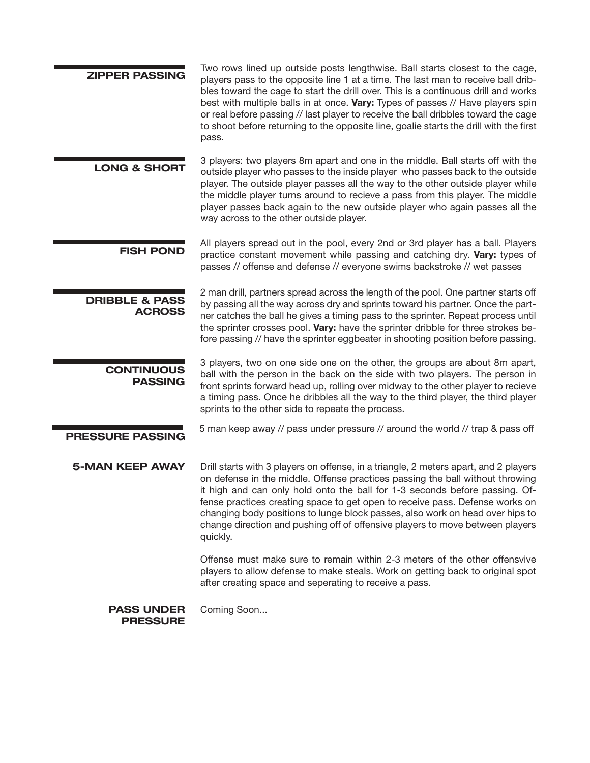## ZIPPER PASSING

Two rows lined up outside posts lengthwise. Ball starts closest to the cage, players pass to the opposite line 1 at a time. The last man to receive ball dribbles toward the cage to start the drill over. This is a continuous drill and works best with multiple balls in at once. **Vary:** Types of passes // Have players spin or real before passing // last player to receive the ball dribbles toward the cage to shoot before returning to the opposite line, goalie starts the drill with the first pass.

## LONG & SHORT

3 players: two players 8m apart and one in the middle. Ball starts off with the outside player who passes to the inside player who passes back to the outside player. The outside player passes all the way to the other outside player while the middle player turns around to recieve a pass from this player. The middle player passes back again to the new outside player who again passes all the way across to the other outside player.

## FISH POND

All players spread out in the pool, every 2nd or 3rd player has a ball. Players practice constant movement while passing and catching dry. **Vary:** types of passes // offense and defense // everyone swims backstroke // wet passes

## DRIBBLE & PASS ACROSS

2 man drill, partners spread across the length of the pool. One partner starts off by passing all the way across dry and sprints toward his partner. Once the partner catches the ball he gives a timing pass to the sprinter. Repeat process until the sprinter crosses pool. **Vary:** have the sprinter dribble for three strokes before passing // have the sprinter eggbeater in shooting position before passing.

## CONTINUOUS PASSING

3 players, two on one side one on the other, the groups are about 8m apart, ball with the person in the back on the side with two players. The person in front sprints forward head up, rolling over midway to the other player to recieve a timing pass. Once he dribbles all the way to the third player, the third player sprints to the other side to repeate the process.

## PRESSURE PASSING

5 man keep away // pass under pressure // around the world // trap & pass off

### 5-MAN KEEP AWAY

Drill starts with 3 players on offense, in a triangle, 2 meters apart, and 2 players on defense in the middle. Offense practices passing the ball without throwing it high and can only hold onto the ball for 1-3 seconds before passing. Offense practices creating space to get open to receive pass. Defense works on changing body positions to lunge block passes, also work on head over hips to change direction and pushing off of offensive players to move between players quickly.

Offense must make sure to remain within 2-3 meters of the other offensvive players to allow defense to make steals. Work on getting back to original spot after creating space and seperating to receive a pass.

### PASS UNDER PRESSURE

Coming Soon...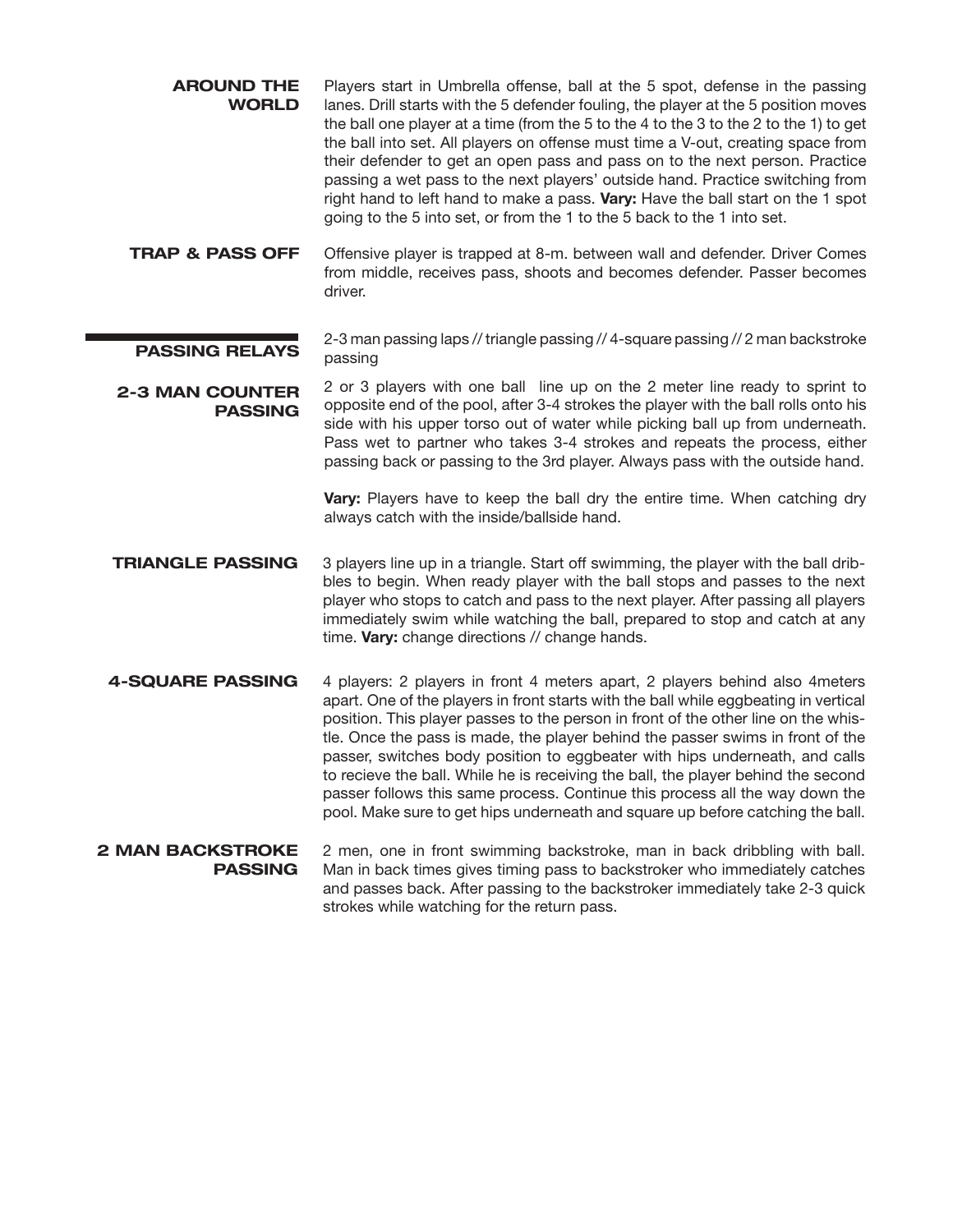**AROUND THE WORLD**

Players start in Umbrella offense, ball at the 5 spot, defense in the passing lanes. Drill starts with the 5 defender fouling, the player at the 5 position moves the ball one player at a time (from the 5 to the 4 to the 3 to the 2 to the 1) to get the ball into set. All players on offense must time a V-out, creating space from their defender to get an open pass and pass on to the next person. Practice passing a wet pass to the next players' outside hand. Practice switching from right hand to left hand to make a pass. **Vary:** Have the ball start on the 1 spot going to the 5 into set, or from the 1 to the 5 back to the 1 into set.

**TRAP & PASS OFF**

Offensive player is trapped at 8-m. between wall and defender. Driver Comes from middle, receives pass, shoots and becomes defender. Passer becomes driver.

## PASSING RELAYS

2-3 man passing laps // triangle passing // 4-square passing // 2 man backstroke passing

**2-3 MAN COUNTER PASSING**

2 or 3 players with one ball line up on the 2 meter line ready to sprint to opposite end of the pool, after 3-4 strokes the player with the ball rolls onto his side with his upper torso out of water while picking ball up from underneath. Pass wet to partner who takes 3-4 strokes and repeats the process, either passing back or passing to the 3rd player. Always pass with the outside hand.

**Vary:** Players have to keep the ball dry the entire time. When catching dry always catch with the inside/ballside hand.

**TRIANGLE PASSING**

3 players line up in a triangle. Start off swimming, the player with the ball dribbles to begin. When ready player with the ball stops and passes to the next player who stops to catch and pass to the next player. After passing all players immediately swim while watching the ball, prepared to stop and catch at any time. **Vary:** change directions // change hands.

**4-SQUARE PASSING**

4 players: 2 players in front 4 meters apart, 2 players behind also 4meters apart. One of the players in front starts with the ball while eggbeating in vertical position. This player passes to the person in front of the other line on the whistle. Once the pass is made, the player behind the passer swims in front of the passer, switches body position to eggbeater with hips underneath, and calls to recieve the ball. While he is receiving the ball, the player behind the second passer follows this same process. Continue this process all the way down the pool. Make sure to get hips underneath and square up before catching the ball.

**2 MAN BACKSTROKE PASSING**

2 men, one in front swimming backstroke, man in back dribbling with ball. Man in back times gives timing pass to backstroker who immediately catches and passes back. After passing to the backstroker immediately take 2-3 quick strokes while watching for the return pass.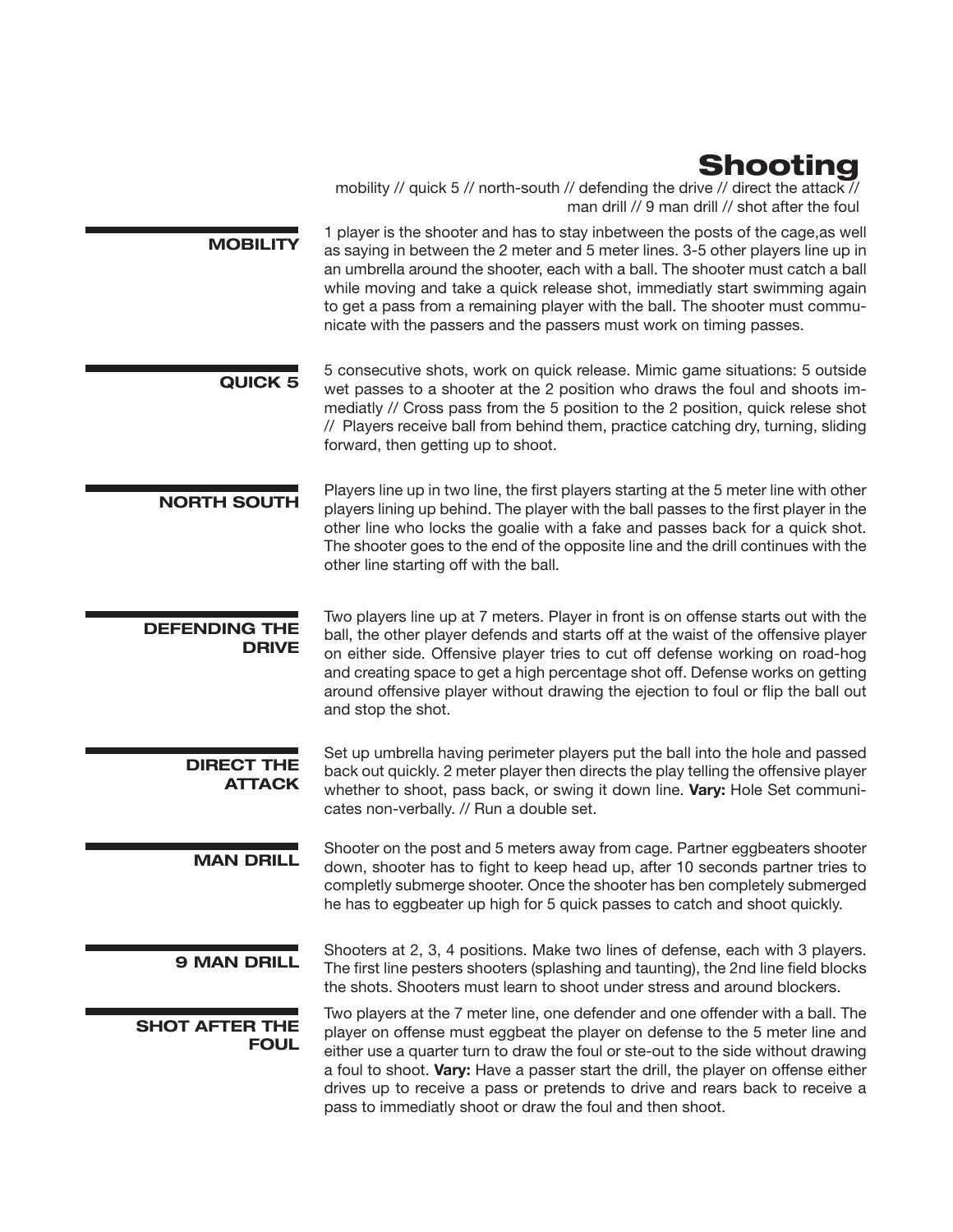# Shooting

mobility // quick 5 // north-south // defending the drive // direct the attack // man drill // 9 man drill // shot after the foul

## MOBILITY

1 player is the shooter and has to stay inbetween the posts of the cage,as well as saying in between the 2 meter and 5 meter lines. 3-5 other players line up in an umbrella around the shooter, each with a ball. The shooter must catch a ball while moving and take a quick release shot, immediatly start swimming again to get a pass from a remaining player with the ball. The shooter must communicate with the passers and the passers must work on timing passes.

## QUICK 5

5 consecutive shots, work on quick release. Mimic game situations: 5 outside wet passes to a shooter at the 2 position who draws the foul and shoots immediatly // Cross pass from the 5 position to the 2 position, quick relese shot // Players receive ball from behind them, practice catching dry, turning, sliding forward, then getting up to shoot.

## NORTH SOUTH

Players line up in two line, the first players starting at the 5 meter line with other players lining up behind. The player with the ball passes to the first player in the other line who locks the goalie with a fake and passes back for a quick shot. The shooter goes to the end of the opposite line and the drill continues with the other line starting off with the ball.

## DEFENDING THE DRIVE

Two players line up at 7 meters. Player in front is on offense starts out with the ball, the other player defends and starts off at the waist of the offensive player on either side. Offensive player tries to cut off defense working on road-hog and creating space to get a high percentage shot off. Defense works on getting around offensive player without drawing the ejection to foul or flip the ball out and stop the shot.

## DIRECT THE ATTACK

Set up umbrella having perimeter players put the ball into the hole and passed back out quickly. 2 meter player then directs the play telling the offensive player whether to shoot, pass back, or swing it down line. **Vary:** Hole Set communicates non-verbally. // Run a double set.

## MAN DRILL

Shooter on the post and 5 meters away from cage. Partner eggbeaters shooter down, shooter has to fight to keep head up, after 10 seconds partner tries to completly submerge shooter. Once the shooter has ben completely submerged he has to eggbeater up high for 5 quick passes to catch and shoot quickly.

## 9 MAN DRILL

Shooters at 2, 3, 4 positions. Make two lines of defense, each with 3 players. The first line pesters shooters (splashing and taunting), the 2nd line field blocks the shots. Shooters must learn to shoot under stress and around blockers.

## SHOT AFTER THE FOUL

Two players at the 7 meter line, one defender and one offender with a ball. The player on offense must eggbeat the player on defense to the 5 meter line and either use a quarter turn to draw the foul or ste-out to the side without drawing a foul to shoot. **Vary:** Have a passer start the drill, the player on offense either drives up to receive a pass or pretends to drive and rears back to receive a pass to immediatly shoot or draw the foul and then shoot.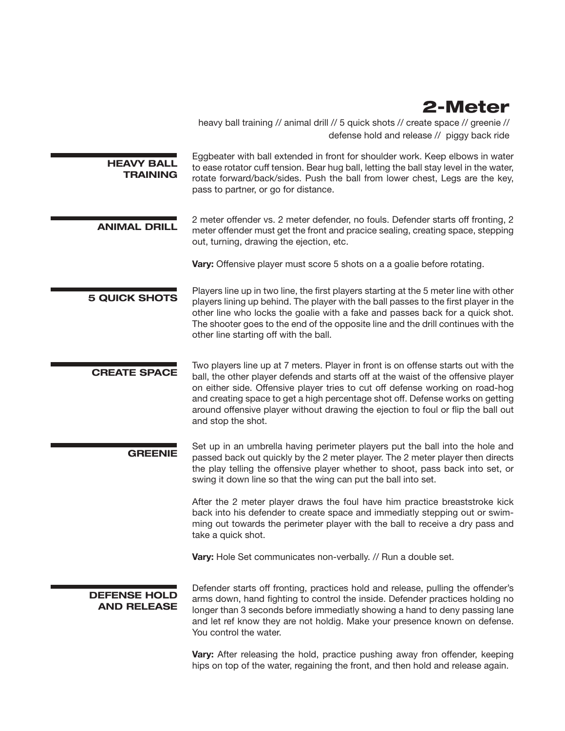# 2-Meter

heavy ball training // animal drill // 5 quick shots // create space // greenie // defense hold and release // piggy back ride

## HEAVY BALL TRAINING

Eggbeater with ball extended in front for shoulder work. Keep elbows in water to ease rotator cuff tension. Bear hug ball, letting the ball stay level in the water, rotate forward/back/sides. Push the ball from lower chest, Legs are the key, pass to partner, or go for distance.

## ANIMAL DRILL

2 meter offender vs. 2 meter defender, no fouls. Defender starts off fronting, 2 meter offender must get the front and pracice sealing, creating space, stepping out, turning, drawing the ejection, etc.

**Vary:** Offensive player must score 5 shots on a a goalie before rotating.

## 5 QUICK SHOTS

Players line up in two line, the first players starting at the 5 meter line with other players lining up behind. The player with the ball passes to the first player in the other line who locks the goalie with a fake and passes back for a quick shot. The shooter goes to the end of the opposite line and the drill continues with the other line starting off with the ball.

## CREATE SPACE

Two players line up at 7 meters. Player in front is on offense starts out with the ball, the other player defends and starts off at the waist of the offensive player on either side. Offensive player tries to cut off defense working on road-hog and creating space to get a high percentage shot off. Defense works on getting around offensive player without drawing the ejection to foul or flip the ball out and stop the shot.

## GREENIE

Set up in an umbrella having perimeter players put the ball into the hole and passed back out quickly by the 2 meter player. The 2 meter player then directs the play telling the offensive player whether to shoot, pass back into set, or swing it down line so that the wing can put the ball into set.

After the 2 meter player draws the foul have him practice breaststroke kick back into his defender to create space and immediatly stepping out or swimming out towards the perimeter player with the ball to receive a dry pass and take a quick shot.

**Vary:** Hole Set communicates non-verbally. // Run a double set.

## DEFENSE HOLD AND RELEASE

Defender starts off fronting, practices hold and release, pulling the offender's arms down, hand fighting to control the inside. Defender practices holding no longer than 3 seconds before immediatly showing a hand to deny passing lane and let ref know they are not holdig. Make your presence known on defense. You control the water.

**Vary:** After releasing the hold, practice pushing away fron offender, keeping hips on top of the water, regaining the front, and then hold and release again.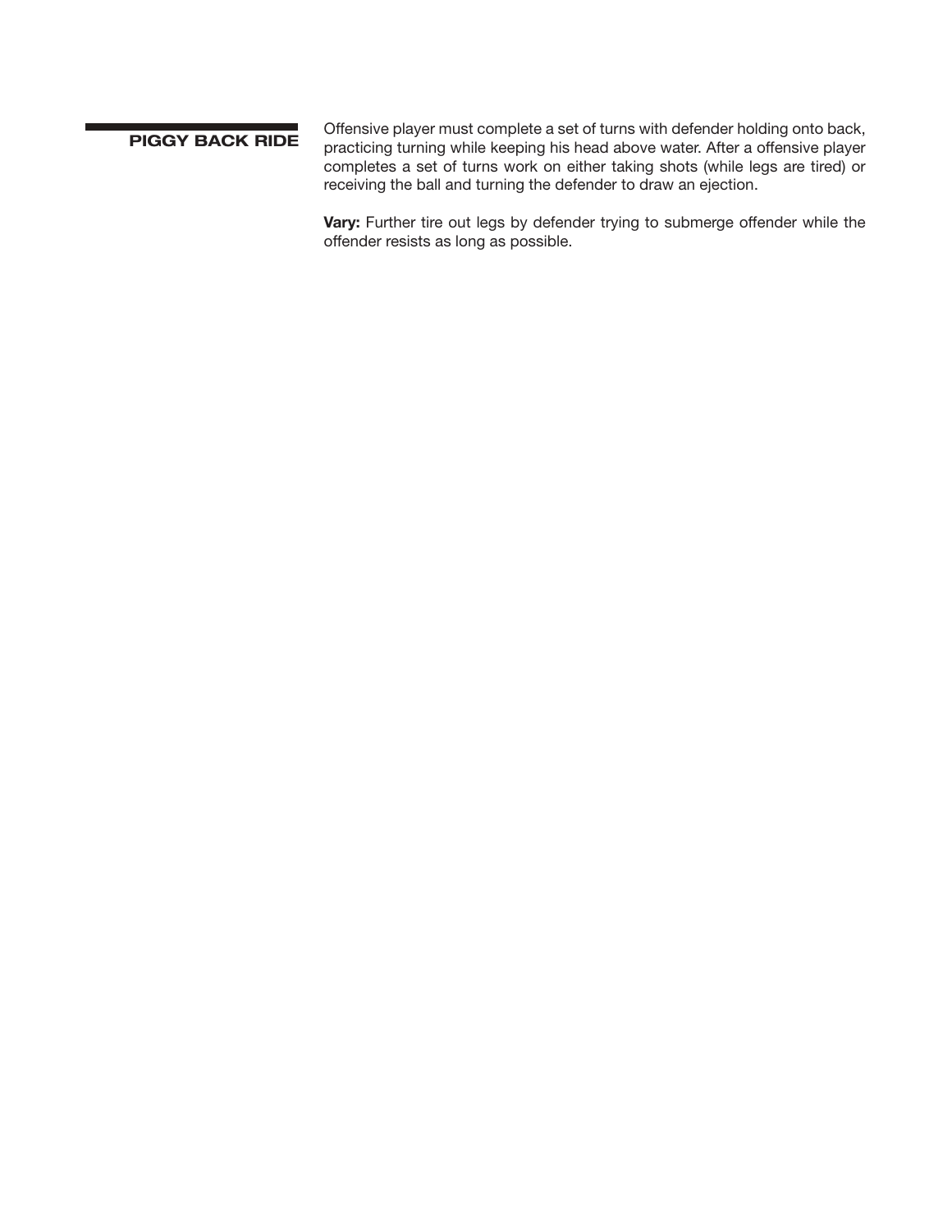## PIGGY BACK RIDE

Offensive player must complete a set of turns with defender holding onto back, practicing turning while keeping his head above water. After a offensive player completes a set of turns work on either taking shots (while legs are tired) or receiving the ball and turning the defender to draw an ejection.

**Vary:** Further tire out legs by defender trying to submerge offender while the offender resists as long as possible.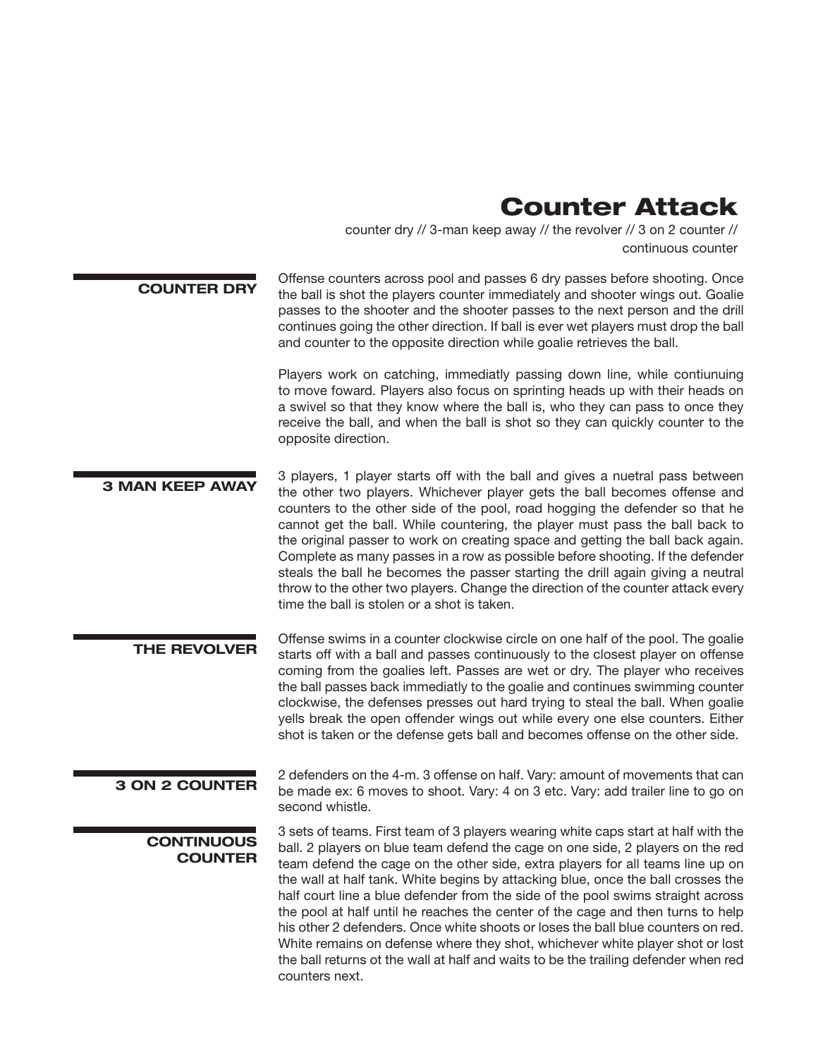# Counter Attack

counter dry // 3-man keep away // the revolver // 3 on 2 counter // continuous counter

## COUNTER DRY

Offense counters across pool and passes 6 dry passes before shooting. Once the ball is shot the players counter immediately and shooter wings out. Goalie passes to the shooter and the shooter passes to the next person and the drill continues going the other direction. If ball is ever wet players must drop the ball and counter to the opposite direction while goalie retrieves the ball.

Players work on catching, immediatly passing down line, while contiunuing to move foward. Players also focus on sprinting heads up with their heads on a swivel so that they know where the ball is, who they can pass to once they receive the ball, and when the ball is shot so they can quickly counter to the opposite direction.

## 3 MAN KEEP AWAY

3 players, 1 player starts off with the ball and gives a nuetral pass between the other two players. Whichever player gets the ball becomes offense and counters to the other side of the pool, road hogging the defender so that he cannot get the ball. While countering, the player must pass the ball back to the original passer to work on creating space and getting the ball back again. Complete as many passes in a row as possible before shooting. If the defender steals the ball he becomes the passer starting the drill again giving a neutral throw to the other two players. Change the direction of the counter attack every time the ball is stolen or a shot is taken.

## THE REVOLVER

Offense swims in a counter clockwise circle on one half of the pool. The goalie starts off with a ball and passes continuously to the closest player on offense coming from the goalies left. Passes are wet or dry. The player who receives the ball passes back immediatly to the goalie and continues swimming counter clockwise, the defenses presses out hard trying to steal the ball. When goalie yells break the open offender wings out while every one else counters. Either shot is taken or the defense gets ball and becomes offense on the other side.

## 3 ON 2 COUNTER

2 defenders on the 4-m. 3 offense on half. Vary: amount of movements that can be made ex: 6 moves to shoot. Vary: 4 on 3 etc. Vary: add trailer line to go on second whistle.

## CONTINUOUS COUNTER

3 sets of teams. First team of 3 players wearing white caps start at half with the ball. 2 players on blue team defend the cage on one side, 2 players on the red team defend the cage on the other side, extra players for all teams line up on the wall at half tank. White begins by attacking blue, once the ball crosses the half court line a blue defender from the side of the pool swims straight across the pool at half until he reaches the center of the cage and then turns to help his other 2 defenders. Once white shoots or loses the ball blue counters on red. White remains on defense where they shot, whichever white player shot or lost the ball returns ot the wall at half and waits to be the trailing defender when red counters next.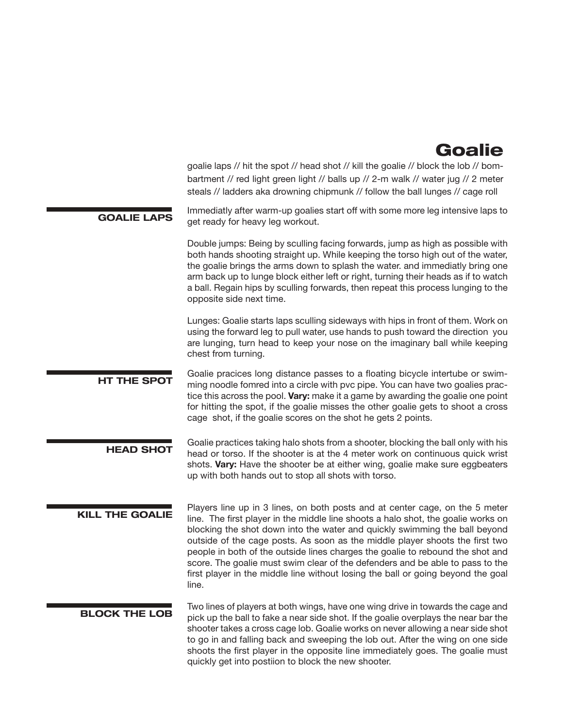# Goalie

goalie laps // hit the spot // head shot // kill the goalie // block the lob // bombartment // red light green light // balls up // 2-m walk // water jug // 2 meter steals // ladders aka drowning chipmunk // follow the ball lunges // cage roll

## GOALIE LAPS

Immediatly after warm-up goalies start off with some more leg intensive laps to get ready for heavy leg workout.

Double jumps: Being by sculling facing forwards, jump as high as possible with both hands shooting straight up. While keeping the torso high out of the water, the goalie brings the arms down to splash the water. and immediatly bring one arm back up to lunge block either left or right, turning their heads as if to watch a ball. Regain hips by sculling forwards, then repeat this process lunging to the opposite side next time.

Lunges: Goalie starts laps sculling sideways with hips in front of them. Work on using the forward leg to pull water, use hands to push toward the direction you are lunging, turn head to keep your nose on the imaginary ball while keeping chest from turning.

## HT THE SPOT

Goalie pracices long distance passes to a floating bicycle intertube or swimming noodle fomred into a circle with pvc pipe. You can have two goalies practice this across the pool. **Vary:** make it a game by awarding the goalie one point for hitting the spot, if the goalie misses the other goalie gets to shoot a cross cage shot, if the goalie scores on the shot he gets 2 points.

## HEAD SHOT

Goalie practices taking halo shots from a shooter, blocking the ball only with his head or torso. If the shooter is at the 4 meter work on continuous quick wrist shots. **Vary:** Have the shooter be at either wing, goalie make sure eggbeaters up with both hands out to stop all shots with torso.

## KILL THE GOALIE

Players line up in 3 lines, on both posts and at center cage, on the 5 meter line. The first player in the middle line shoots a halo shot, the goalie works on blocking the shot down into the water and quickly swimming the ball beyond outside of the cage posts. As soon as the middle player shoots the first two people in both of the outside lines charges the goalie to rebound the shot and score. The goalie must swim clear of the defenders and be able to pass to the first player in the middle line without losing the ball or going beyond the goal line.

## BLOCK THE LOB

Two lines of players at both wings, have one wing drive in towards the cage and pick up the ball to fake a near side shot. If the goalie overplays the near bar the shooter takes a cross cage lob. Goalie works on never allowing a near side shot to go in and falling back and sweeping the lob out. After the wing on one side shoots the first player in the opposite line immediately goes. The goalie must quickly get into postiion to block the new shooter.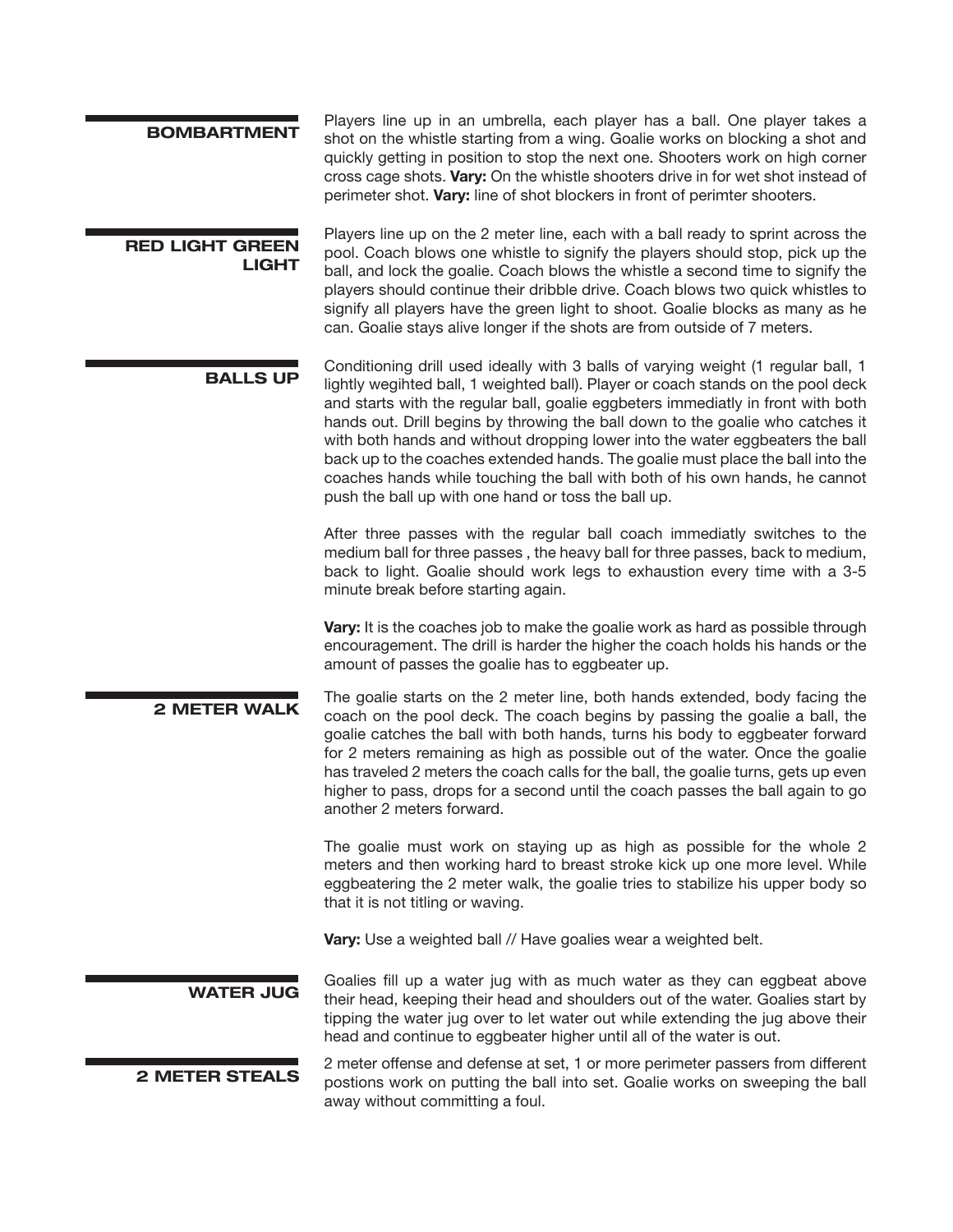### BOMBARTMENT

Players line up in an umbrella, each player has a ball. One player takes a shot on the whistle starting from a wing. Goalie works on blocking a shot and quickly getting in position to stop the next one. Shooters work on high corner cross cage shots. **Vary:** On the whistle shooters drive in for wet shot instead of perimeter shot. **Vary:** line of shot blockers in front of perimter shooters.

### RED LIGHT GREEN LIGHT

Players line up on the 2 meter line, each with a ball ready to sprint across the pool. Coach blows one whistle to signify the players should stop, pick up the ball, and lock the goalie. Coach blows the whistle a second time to signify the players should continue their dribble drive. Coach blows two quick whistles to signify all players have the green light to shoot. Goalie blocks as many as he can. Goalie stays alive longer if the shots are from outside of 7 meters.

### BALLS UP

Conditioning drill used ideally with 3 balls of varying weight (1 regular ball, 1 lightly wegihted ball, 1 weighted ball). Player or coach stands on the pool deck and starts with the regular ball, goalie eggbeters immediatly in front with both hands out. Drill begins by throwing the ball down to the goalie who catches it with both hands and without dropping lower into the water eggbeaters the ball back up to the coaches extended hands. The goalie must place the ball into the coaches hands while touching the ball with both of his own hands, he cannot push the ball up with one hand or toss the ball up.

After three passes with the regular ball coach immediatly switches to the medium ball for three passes , the heavy ball for three passes, back to medium, back to light. Goalie should work legs to exhaustion every time with a 3-5 minute break before starting again.

**Vary:** It is the coaches job to make the goalie work as hard as possible through encouragement. The drill is harder the higher the coach holds his hands or the amount of passes the goalie has to eggbeater up.

### 2 METER WALK

The goalie starts on the 2 meter line, both hands extended, body facing the coach on the pool deck. The coach begins by passing the goalie a ball, the goalie catches the ball with both hands, turns his body to eggbeater forward for 2 meters remaining as high as possible out of the water. Once the goalie has traveled 2 meters the coach calls for the ball, the goalie turns, gets up even higher to pass, drops for a second until the coach passes the ball again to go another 2 meters forward.

The goalie must work on staying up as high as possible for the whole 2 meters and then working hard to breast stroke kick up one more level. While eggbeatering the 2 meter walk, the goalie tries to stabilize his upper body so that it is not titling or waving.

**Vary:** Use a weighted ball // Have goalies wear a weighted belt.

### WATER JUG

Goalies fill up a water jug with as much water as they can eggbeat above their head, keeping their head and shoulders out of the water. Goalies start by tipping the water jug over to let water out while extending the jug above their head and continue to eggbeater higher until all of the water is out.

### 2 METER STEALS

2 meter offense and defense at set, 1 or more perimeter passers from different postions work on putting the ball into set. Goalie works on sweeping the ball away without committing a foul.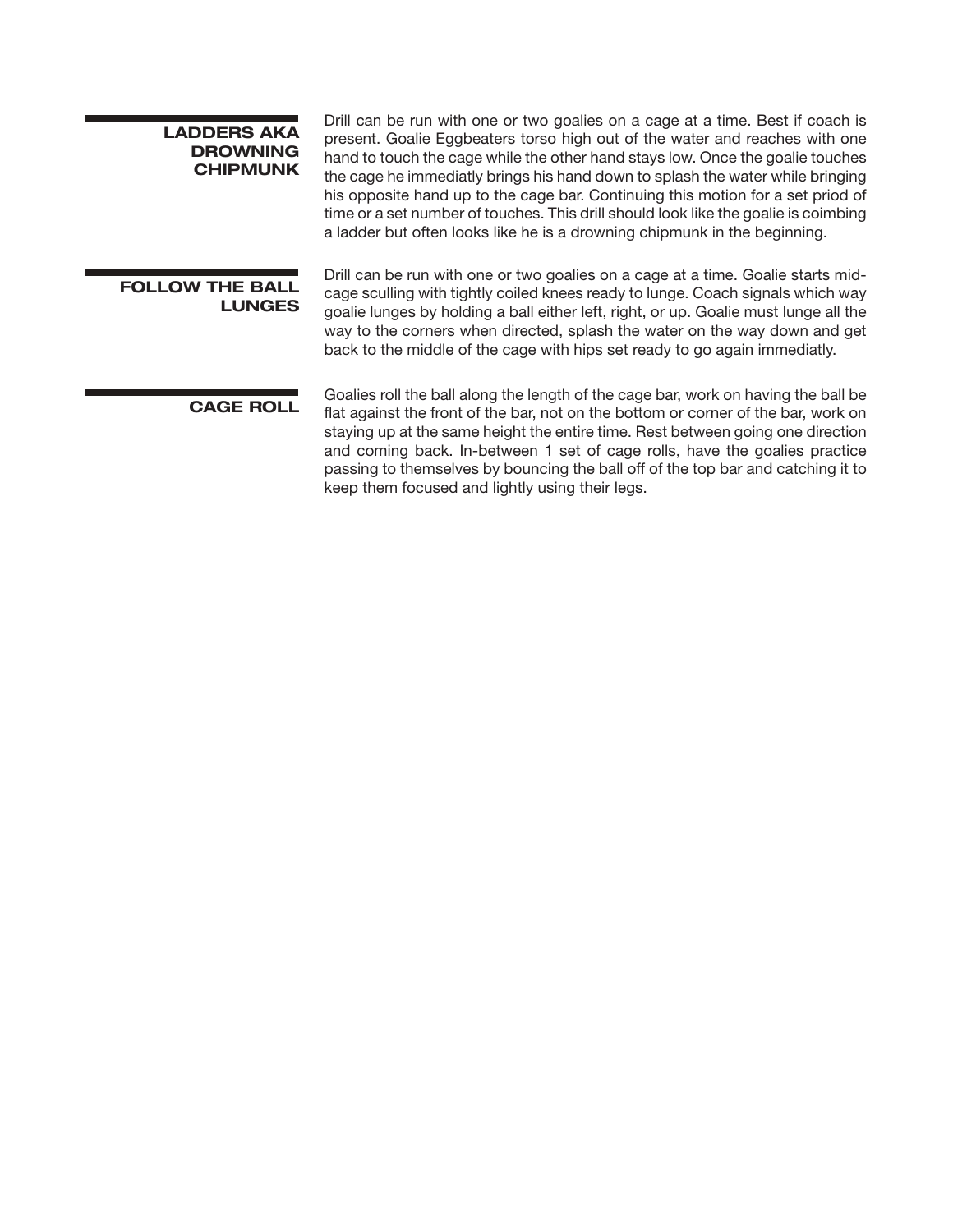### LADDERS AKA DROWNING CHIPMUNK

Drill can be run with one or two goalies on a cage at a time. Best if coach is present. Goalie Eggbeaters torso high out of the water and reaches with one hand to touch the cage while the other hand stays low. Once the goalie touches the cage he immediatly brings his hand down to splash the water while bringing his opposite hand up to the cage bar. Continuing this motion for a set priod of time or a set number of touches. This drill should look like the goalie is coimbing a ladder but often looks like he is a drowning chipmunk in the beginning.

### FOLLOW THE BALL LUNGES

Drill can be run with one or two goalies on a cage at a time. Goalie starts mid-cage sculling with tightly coiled knees ready to lunge. Coach signals which way goalie lunges by holding a ball either left, right, or up. Goalie must lunge all the way to the corners when directed, splash the water on the way down and get back to the middle of the cage with hips set ready to go again immediatly.

### CAGE ROLL

Goalies roll the ball along the length of the cage bar, work on having the ball be flat against the front of the bar, not on the bottom or corner of the bar, work on staying up at the same height the entire time. Rest between going one direction and coming back. In-between 1 set of cage rolls, have the goalies practice passing to themselves by bouncing the ball off of the top bar and catching it to keep them focused and lightly using their legs.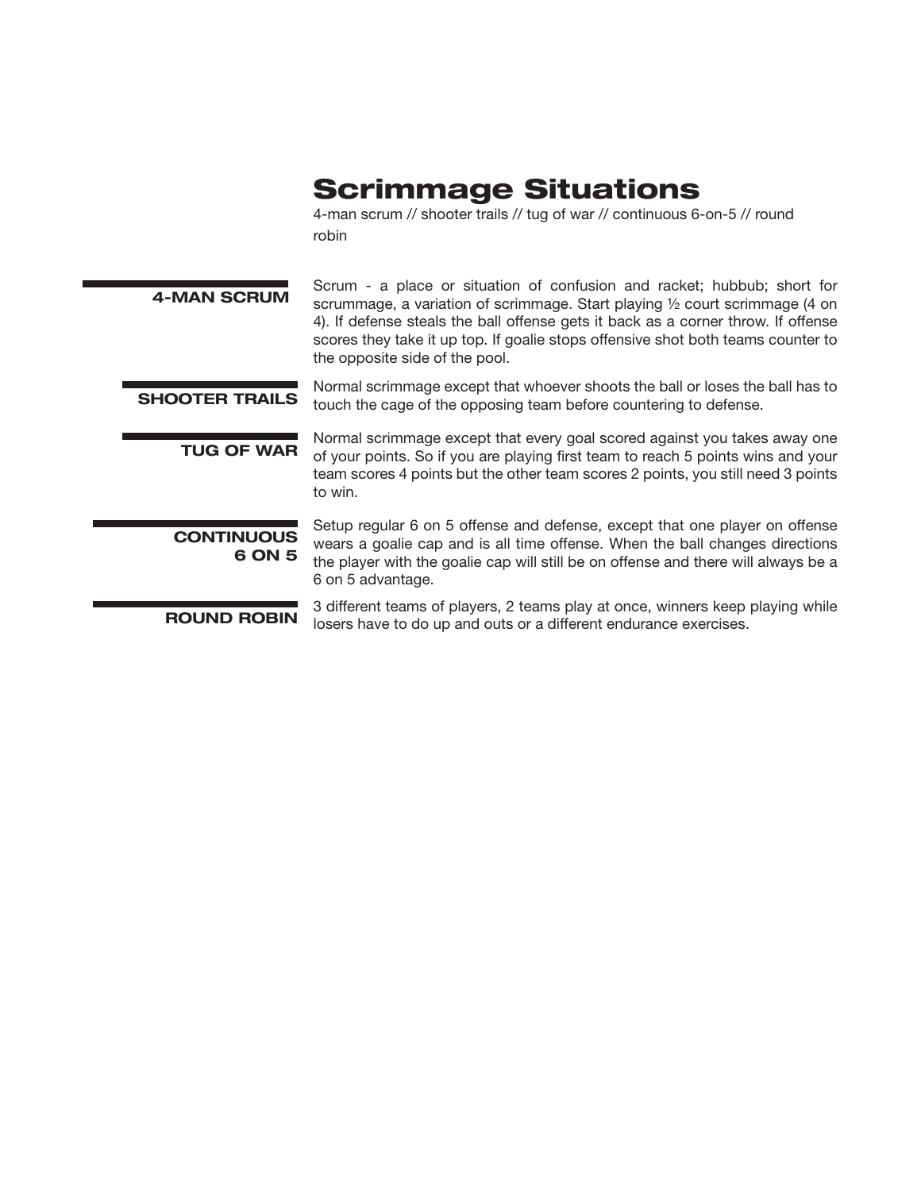# Scrimmage Situations

4-man scrum // shooter trails // tug of war // continuous 6-on-5 // round robin

### 4-MAN SCRUM

Scrum - a place or situation of confusion and racket; hubbub; short for scrummage, a variation of scrimmage. Start playing ½ court scrimmage (4 on 4). If defense steals the ball offense gets it back as a corner throw. If offense scores they take it up top. If goalie stops offensive shot both teams counter to the opposite side of the pool.

### SHOOTER TRAILS

Normal scrimmage except that whoever shoots the ball or loses the ball has to touch the cage of the opposing team before countering to defense.

### TUG OF WAR

Normal scrimmage except that every goal scored against you takes away one of your points. So if you are playing first team to reach 5 points wins and your team scores 4 points but the other team scores 2 points, you still need 3 points to win.

### CONTINUOUS 6 ON 5

Setup regular 6 on 5 offense and defense, except that one player on offense wears a goalie cap and is all time offense. When the ball changes directions the player with the goalie cap will still be on offense and there will always be a 6 on 5 advantage.

### ROUND ROBIN

3 different teams of players, 2 teams play at once, winners keep playing while losers have to do up and outs or a different endurance exercises.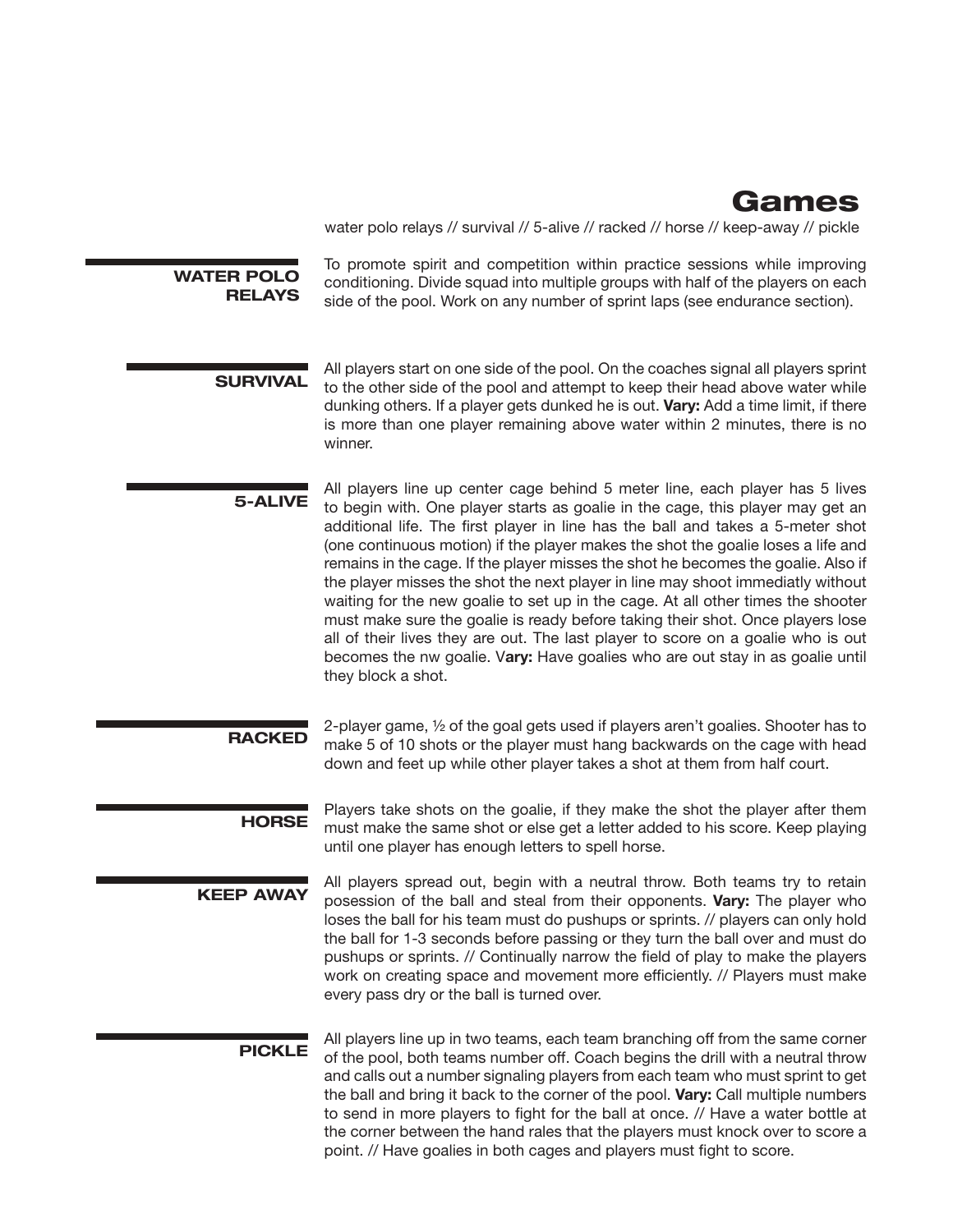# Games

water polo relays // survival // 5-alive // racked // horse // keep-away // pickle

## WATER POLO RELAYS

To promote spirit and competition within practice sessions while improving conditioning. Divide squad into multiple groups with half of the players on each side of the pool. Work on any number of sprint laps (see endurance section).

## SURVIVAL

All players start on one side of the pool. On the coaches signal all players sprint to the other side of the pool and attempt to keep their head above water while dunking others. If a player gets dunked he is out. **Vary:** Add a time limit, if there is more than one player remaining above water within 2 minutes, there is no winner.

## 5-ALIVE

All players line up center cage behind 5 meter line, each player has 5 lives to begin with. One player starts as goalie in the cage, this player may get an additional life. The first player in line has the ball and takes a 5-meter shot (one continuous motion) if the player makes the shot the goalie loses a life and remains in the cage. If the player misses the shot he becomes the goalie. Also if the player misses the shot the next player in line may shoot immediatly without waiting for the new goalie to set up in the cage. At all other times the shooter must make sure the goalie is ready before taking their shot. Once players lose all of their lives they are out. The last player to score on a goalie who is out becomes the nw goalie. V**ary:** Have goalies who are out stay in as goalie until they block a shot.

## RACKED

2-player game, ½ of the goal gets used if players aren't goalies. Shooter has to make 5 of 10 shots or the player must hang backwards on the cage with head down and feet up while other player takes a shot at them from half court.

## HORSE

Players take shots on the goalie, if they make the shot the player after them must make the same shot or else get a letter added to his score. Keep playing until one player has enough letters to spell horse.

## KEEP AWAY

All players spread out, begin with a neutral throw. Both teams try to retain posession of the ball and steal from their opponents. **Vary:** The player who loses the ball for his team must do pushups or sprints. // players can only hold the ball for 1-3 seconds before passing or they turn the ball over and must do pushups or sprints. // Continually narrow the field of play to make the players work on creating space and movement more efficiently. // Players must make every pass dry or the ball is turned over.

## PICKLE

All players line up in two teams, each team branching off from the same corner of the pool, both teams number off. Coach begins the drill with a neutral throw and calls out a number signaling players from each team who must sprint to get the ball and bring it back to the corner of the pool. **Vary:** Call multiple numbers to send in more players to fight for the ball at once. // Have a water bottle at the corner between the hand rales that the players must knock over to score a point. // Have goalies in both cages and players must fight to score.